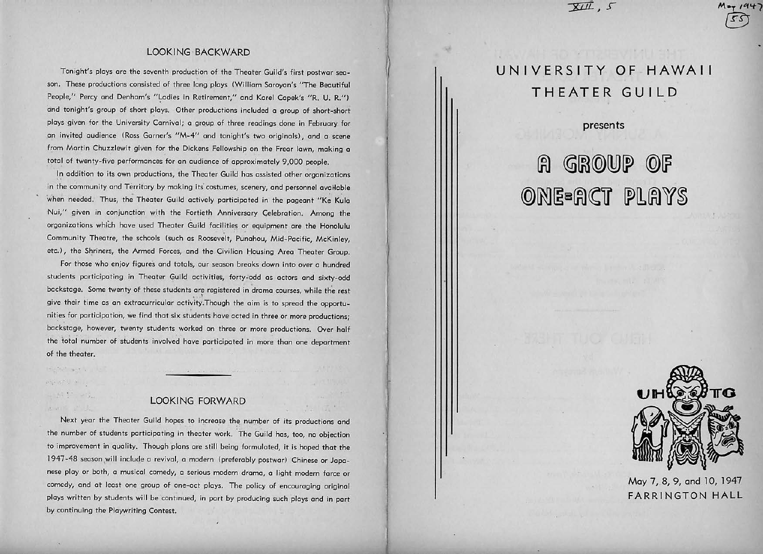## LOOKING BACKWARD

Tonight's plays are the seventh production of the Theater Guild's first postwar season. These productions consisted of three long plays (William Saroyan's "The Beautiful People," Percy and Denham's "Ladies in Retirement," and Karel Capek's "R. U. R.") and tonight's group of short plays. Other productions included a group of short-short plays given for the University Carnival; a group of three readings done in February for an invited audience (Ross Garner's "M-4" and tonight's two originals), and a scene from Martin Chuzzlewit given for the Dickens Fellowship on the Frear lawn, making a total of twenty-five performances for an audience of approximately 9,000 people.

In addition to its own productions, the Theater Guild has assisted other organizations in the community and Territory by making its costumes, scenery, and personnel available when needed. Thus, the Theater Guild actively participated in the pageant "Ke Kula Nui," given in conjunction with the Fortieth Anniversary Celebration. Among the organizations which have used Theater Guild facilities or equipment are the Honolulu Community Theatre, the schools (such as Roosevelt, Punahou, Mid-Pacific, McKinley, etc.), the Shriners, the Armed Forces, and the Civilian Housing Area Theater Group.

For those who enjoy figures and totals, our season breaks down into over a hundred students participating in Theater Guild activities, forty-odd as actors and sixty-odd backstage. Some twenty of these students are registered in drama courses, while the rest give their time as an extracurricular activity. Though the aim is to spread the opportunities for participation, we find that six students have acted in three or more productions; backstage, however, twenty students worked on three or more productions. Over half the total number of students involved have participated in more than one department of the theater.

## LOOKING FORWARD

Next year the Theater Guild hopes to increase the number of its productions and the number of students participating in theater work. The Guild has, too, no objection to improvement in quality. Though plans are still being formulated, it is hoped that the 1947-48 season will include a revival, a modern (preferably postwar) Chinese or Japanese play or both, a musical comedy, a serious modern drama, a light modern farce or comedy, and at least one group of one-act plays. The policy of encouraging original plays written by students will be continued, in part by producing such plays and in part by continuing the Playwriting Contest.

XIII, 5

May 1947

55

# UNIVERSITY OF HAWAII THEATER GUILD

presents

# A GROUP OF ONE-ACT PLAYS

UH TG

May 7, 8, 9, and 10, 1947

FARRINGTON HALL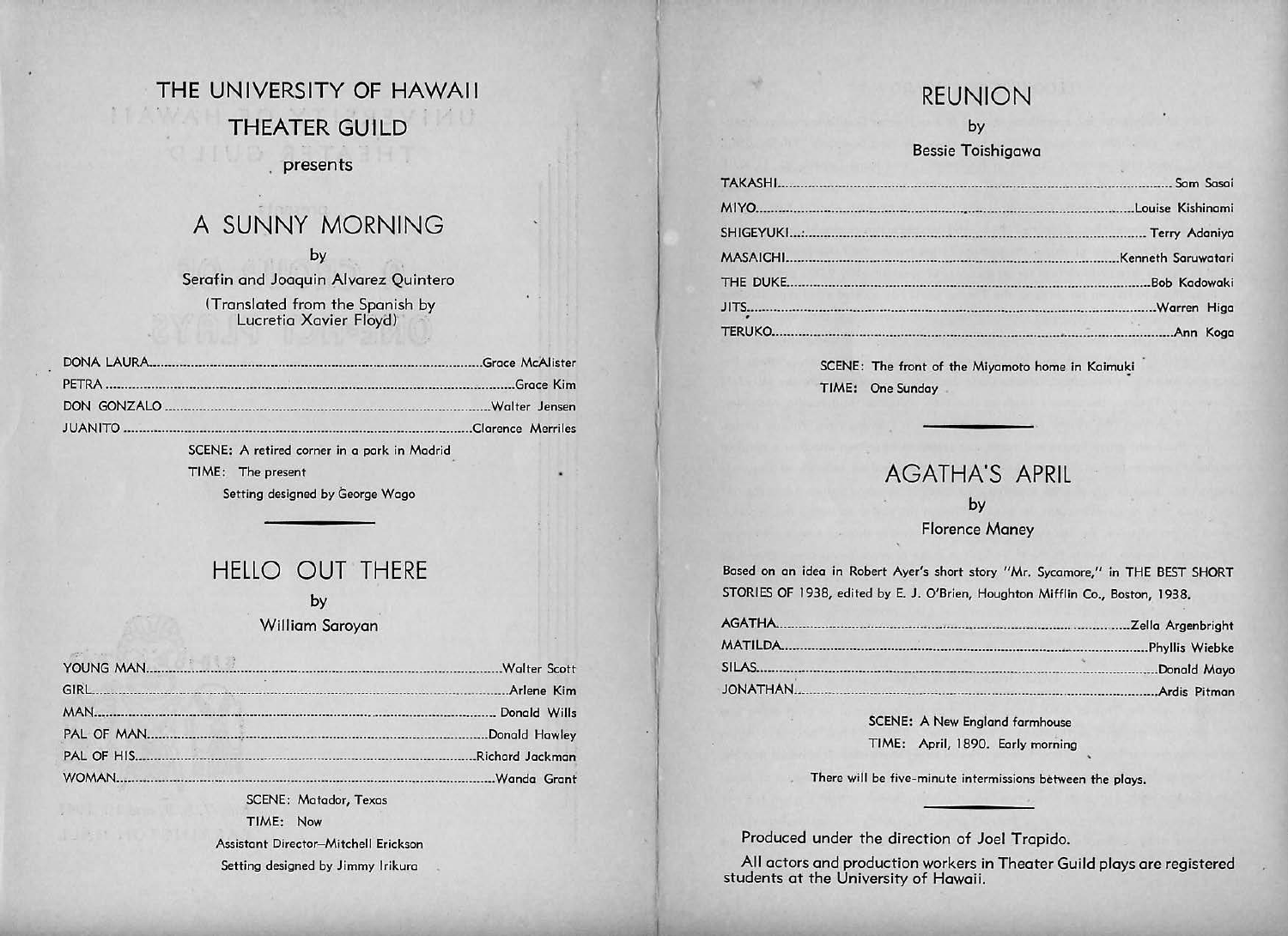# THE UNIVERSITY OF HAWAII THEATER GUILD

presents

## A SUNNY MORNING

by

Serafin and Joaquin Alvarez Quintero

(Translated from the Spanish by Lucretia Xavier Floyd)

| | |
|---|---|
| DONA LAURA | Grace McAlister |
| PETRA | Grace Kim |
| DON GONZALO | Walter Jensen |
| JUANITO | Clarence Merriles |

SCENE: A retired corner in a park in Madrid

TIME: The present

Setting designed by George Wago

## HELLO OUT THERE

by

William Saroyan

| | |
|---|---|
| YOUNG MAN | Walter Scott |
| GIRL | Arlene Kim |
| MAN | Donald Wills |
| PAL OF MAN | Donald Hawley |
| PAL OF HIS | Richard Jackman |
| WOMAN | Wanda Grant |

SCENE: Matador, Texas

TIME: Now

Assistant Director—Mitchell Erickson

Setting designed by Jimmy Irikura

## REUNION

by

Bessie Toishigawa

| | |
|---|---|
| TAKASHI | Sam Sasai |
| MIYO | Louise Kishinami |
| SHIGEYUKI | Terry Adaniya |
| MASAICHI | Kenneth Saruwatari |
| THE DUKE | Bob Kadowaki |
| JITS | Warren Higa |
| TERUKO | Ann Koga |

SCENE: The front of the Miyamoto home in Kaimuki

TIME: One Sunday

## AGATHA'S APRIL

by

Florence Maney

Based on an idea in Robert Ayer's short story "Mr. Sycamore," in THE BEST SHORT STORIES OF 1938, edited by E. J. O'Brien, Houghton Mifflin Co., Boston, 1938.

| | |
|---|---|
| AGATHA | Zella Argenbright |
| MATILDA | Phyllis Wiebke |
| SILAS | Donald Mayo |
| JONATHAN | Ardis Pitman |

SCENE: A New England farmhouse

TIME: April, 1890. Early morning

There will be five-minute intermissions between the plays.

Produced under the direction of Joel Trapido.

All actors and production workers in Theater Guild plays are registered students at the University of Hawaii.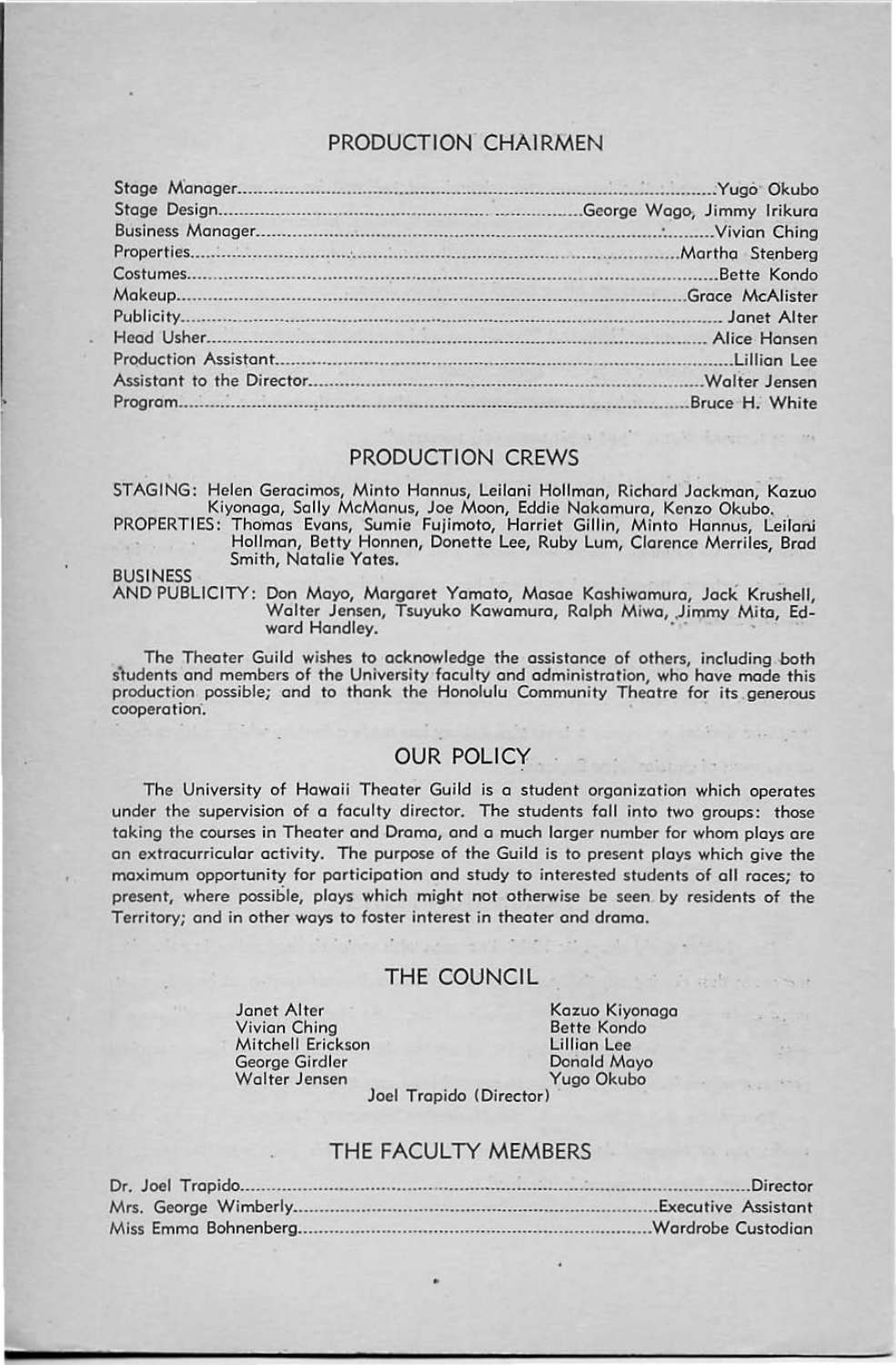## PRODUCTION CHAIRMEN

| | |
|---|---|
| Stage Manager | Yugo Okubo |
| Stage Design | George Wago, Jimmy Irikura |
| Business Manager | Vivian Ching |
| Properties | Martha Stenberg |
| Costumes | Bette Kondo |
| Makeup | Grace McAlister |
| Publicity | Janet Alter |
| Head Usher | Alice Hansen |
| Production Assistant | Lillian Lee |
| Assistant to the Director | Walter Jensen |
| Program | Bruce H. White |

## PRODUCTION CREWS

STAGING: Helen Geracimos, Minto Hannus, Leilani Hollman, Richard Jackman, Kazuo Kiyonaga, Sally McManus, Joe Moon, Eddie Nakamura, Kenzo Okubo.

PROPERTIES: Thomas Evans, Sumie Fujimoto, Harriet Gillin, Minto Hannus, Leilani Hollman, Betty Honnen, Donette Lee, Ruby Lum, Clarence Merriles, Brad Smith, Natalie Yates.

BUSINESS AND PUBLICITY: Don Mayo, Margaret Yamato, Masae Kashiwamura, Jack Krushell, Walter Jensen, Tsuyuko Kawamura, Ralph Miwa, Jimmy Mita, Edward Handley.

The Theater Guild wishes to acknowledge the assistance of others, including both students and members of the University faculty and administration, who have made this production possible; and to thank the Honolulu Community Theatre for its generous cooperation.

## OUR POLICY

The University of Hawaii Theater Guild is a student organization which operates under the supervision of a faculty director. The students fall into two groups: those taking the courses in Theater and Drama, and a much larger number for whom plays are an extracurricular activity. The purpose of the Guild is to present plays which give the maximum opportunity for participation and study to interested students of all races; to present, where possible, plays which might not otherwise be seen by residents of the Territory; and in other ways to foster interest in theater and drama.

## THE COUNCIL

Janet Alter
Vivian Ching
Mitchell Erickson
George Girdler
Walter Jensen
Kazuo Kiyonaga
Bette Kondo
Lillian Lee
Donald Mayo
Yugo Okubo

Joel Trapido (Director)

## THE FACULTY MEMBERS

| | |
|---|---|
| Dr. Joel Trapido | Director |
| Mrs. George Wimberly | Executive Assistant |
| Miss Emma Bohnenberg | Wardrobe Custodian |